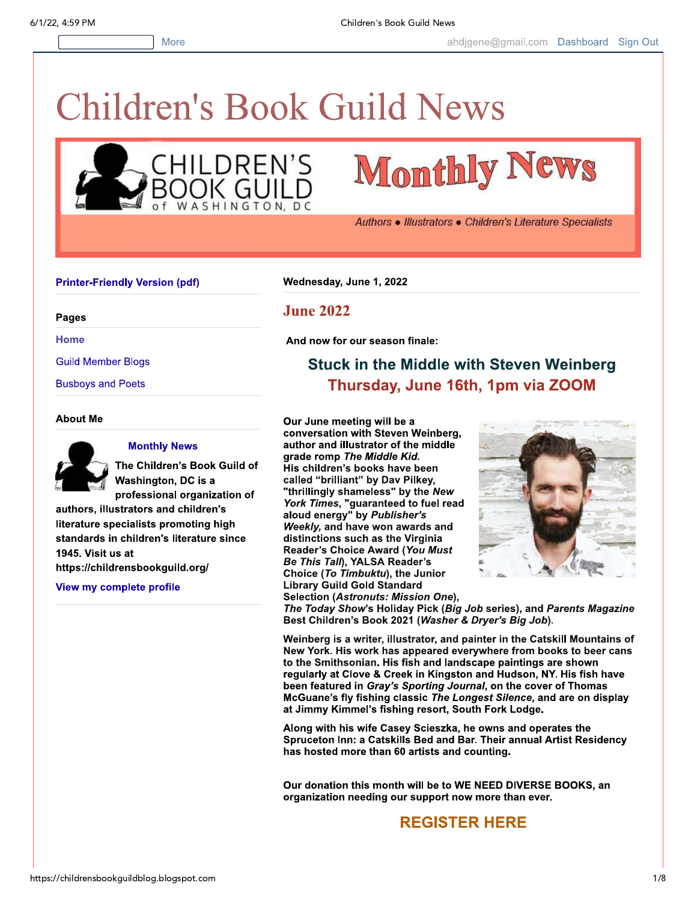# Children's Book Guild News

CHILDREN'S BOOK GUILD of WASHINGTON, DC

**Monthly News**

*Authors • Illustrators • Children's Literature Specialists*

Printer-Friendly Version (pdf)

**Pages**

Home

Guild Member Blogs

Busboys and Poets

**About Me**

**Monthly News**

**The Children's Book Guild of Washington, DC is a professional organization of authors, illustrators and children's literature specialists promoting high standards in children's literature since 1945. Visit us at https://childrensbookguild.org/**

View my complete profile

**Wednesday, June 1, 2022**

## June 2022

**And now for our season finale:**

## Stuck in the Middle with Steven Weinberg
## Thursday, June 16th, 1pm via ZOOM

**Our June meeting will be a conversation with Steven Weinberg, author and illustrator of the middle grade romp *The Middle Kid.* His children's books have been called "brilliant" by Dav Pilkey, "thrillingly shameless" by the *New York Times*, "guaranteed to fuel read aloud energy" by *Publisher's Weekly,* and have won awards and distinctions such as the Virginia Reader's Choice Award (*You Must Be This Tall*), YALSA Reader's Choice (*To Timbuktu*), the Junior Library Guild Gold Standard Selection (*Astronauts: Mission One*), *The Today Show*'s Holiday Pick (*Big Job* series), and *Parents Magazine* Best Children's Book 2021 (*Washer & Dryer's Big Job*).**

**Weinberg is a writer, illustrator, and painter in the Catskill Mountains of New York. His work has appeared everywhere from books to beer cans to the Smithsonian. His fish and landscape paintings are shown regularly at Clove & Creek in Kingston and Hudson, NY. His fish have been featured in *Gray's Sporting Journal*, on the cover of Thomas McGuane's fly fishing classic *The Longest Silence*, and are on display at Jimmy Kimmel's fishing resort, South Fork Lodge.**

**Along with his wife Casey Scieszka, he owns and operates the Spruceton Inn: a Catskills Bed and Bar. Their annual Artist Residency has hosted more than 60 artists and counting.**

**Our donation this month will be to WE NEED DIVERSE BOOKS, an organization needing our support now more than ever.**

## REGISTER HERE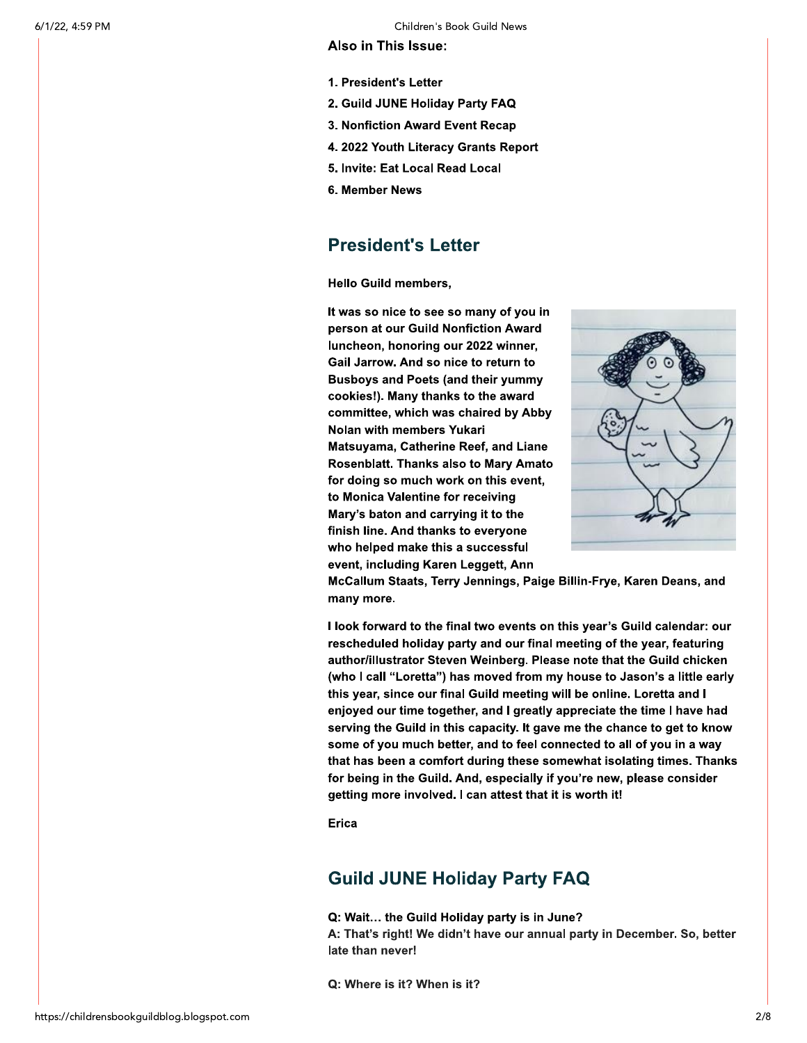**Also in This Issue:**

1. **President's Letter**
2. **Guild JUNE Holiday Party FAQ**
3. **Nonfiction Award Event Recap**
4. **2022 Youth Literacy Grants Report**
5. Invite: Eat Local Read Local
6. **Member News**

## President's Letter

**Hello Guild members,**

**It was so nice to see so many of you in person at our Guild Nonfiction Award luncheon, honoring our 2022 winner, Gail Jarrow. And so nice to return to Busboys and Poets (and their yummy cookies!). Many thanks to the award committee, which was chaired by Abby Nolan with members Yukari Matsuyama, Catherine Reef, and Liane Rosenblatt. Thanks also to Mary Amato for doing so much work on this event, to Monica Valentine for receiving Mary's baton and carrying it to the finish line. And thanks to everyone who helped make this a successful event, including Karen Leggett, Ann McCallum Staats, Terry Jennings, Paige Billin-Frye, Karen Deans, and many more.**

**I look forward to the final two events on this year's Guild calendar: our rescheduled holiday party and our final meeting of the year, featuring author/illustrator Steven Weinberg. Please note that the Guild chicken (who I call "Loretta") has moved from my house to Jason's a little early this year, since our final Guild meeting will be online. Loretta and I enjoyed our time together, and I greatly appreciate the time I have had serving the Guild in this capacity. It gave me the chance to get to know some of you much better, and to feel connected to all of you in a way that has been a comfort during these somewhat isolating times. Thanks for being in the Guild. And, especially if you're new, please consider getting more involved.** I can attest that it is worth it!

**Erica**

## Guild JUNE Holiday Party FAQ

**Q: Wait… the Guild Holiday party is in June?**
**A: That's right! We didn't have our annual party in December. So, better late than never!**

**Q: Where is it? When is it?**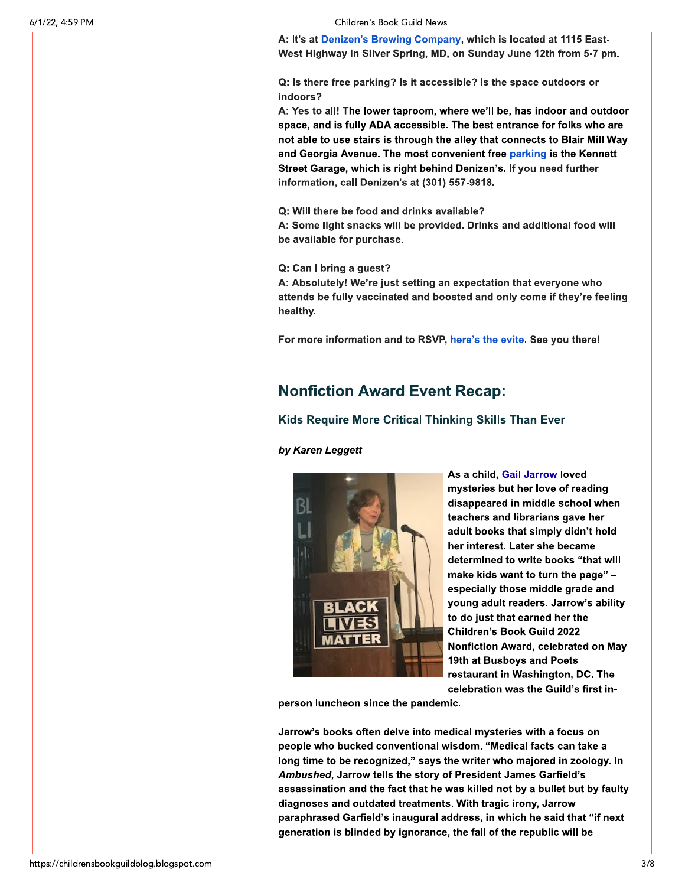**A: It's at Denizen's Brewing Company, which is located at 1115 East-West Highway in Silver Spring, MD, on Sunday June 12th from 5-7 pm.**

**Q: Is there free parking? Is it accessible? Is the space outdoors or indoors?**
**A: Yes to all! The lower taproom, where we'll be, has indoor and outdoor space, and is fully ADA accessible. The best entrance for folks who are not able to use stairs is through the alley that connects to Blair Mill Way and Georgia Avenue. The most convenient free parking is the Kennett Street Garage, which is right behind Denizen's. If you need further information, call Denizen's at (301) 557-9818.**

**Q: Will there be food and drinks available?**
**A: Some light snacks will be provided. Drinks and additional food will be available for purchase.**

**Q: Can I bring a guest?**
**A: Absolutely! We're just setting an expectation that everyone who attends be fully vaccinated and boosted and only come if they're feeling healthy.**

**For more information and to RSVP, here's the evite. See you there!**

## Nonfiction Award Event Recap:

### Kids Require More Critical Thinking Skills Than Ever

***by Karen Leggett***

**As a child, Gail Jarrow loved mysteries but her love of reading disappeared in middle school when teachers and librarians gave her adult books that simply didn't hold her interest. Later she became determined to write books "that will make kids want to turn the page" – especially those middle grade and young adult readers. Jarrow's ability to do just that earned her the Children's Book Guild 2022 Nonfiction Award, celebrated on May 19th at Busboys and Poets restaurant in Washington, DC. The celebration was the Guild's first in-person luncheon since the pandemic.**

**Jarrow's books often delve into medical mysteries with a focus on people who bucked conventional wisdom. "Medical facts can take a long time to be recognized," says the writer who majored in zoology. In *Ambushed*, Jarrow tells the story of President James Garfield's assassination and the fact that he was killed not by a bullet but by faulty diagnoses and outdated treatments. With tragic irony, Jarrow paraphrased Garfield's inaugural address, in which he said that "if next generation is blinded by ignorance, the fall of the republic will be**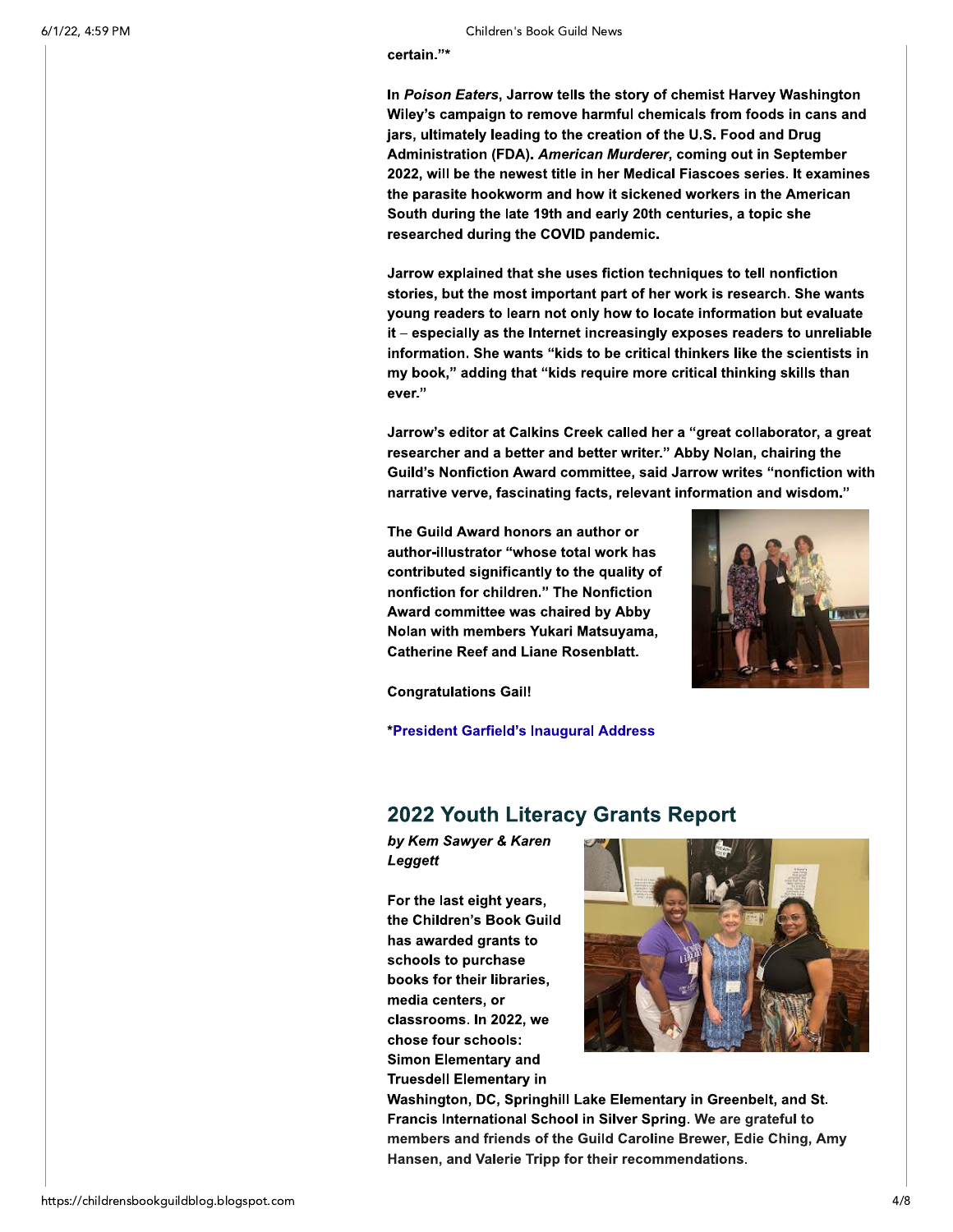certain."*

In *Poison Eaters*, Jarrow tells the story of chemist Harvey Washington Wiley's campaign to remove harmful chemicals from foods in cans and jars, ultimately leading to the creation of the U.S. Food and Drug Administration (FDA). *American Murderer*, coming out in September 2022, will be the newest title in her Medical Fiascoes series. It examines the parasite hookworm and how it sickened workers in the American South during the late 19th and early 20th centuries, a topic she researched during the COVID pandemic.

Jarrow explained that she uses fiction techniques to tell nonfiction stories, but the most important part of her work is research. She wants young readers to learn not only how to locate information but evaluate it – especially as the Internet increasingly exposes readers to unreliable information. She wants "kids to be critical thinkers like the scientists in my book," adding that "kids require more critical thinking skills than ever."

Jarrow's editor at Calkins Creek called her a "great collaborator, a great researcher and a better and better writer." Abby Nolan, chairing the Guild's Nonfiction Award committee, said Jarrow writes "nonfiction with narrative verve, fascinating facts, relevant information and wisdom."

The Guild Award honors an author or author-illustrator "whose total work has contributed significantly to the quality of nonfiction for children." The Nonfiction Award committee was chaired by Abby Nolan with members Yukari Matsuyama, Catherine Reef and Liane Rosenblatt.

Congratulations Gail!

*President Garfield's Inaugural Address

## 2022 Youth Literacy Grants Report

*by Kem Sawyer & Karen Leggett*

For the last eight years, the Children's Book Guild has awarded grants to schools to purchase books for their libraries, media centers, or classrooms. In 2022, we chose four schools: Simon Elementary and Truesdell Elementary in Washington, DC, Springhill Lake Elementary in Greenbelt, and St. Francis International School in Silver Spring. We are grateful to members and friends of the Guild Caroline Brewer, Edie Ching, Amy Hansen, and Valerie Tripp for their recommendations.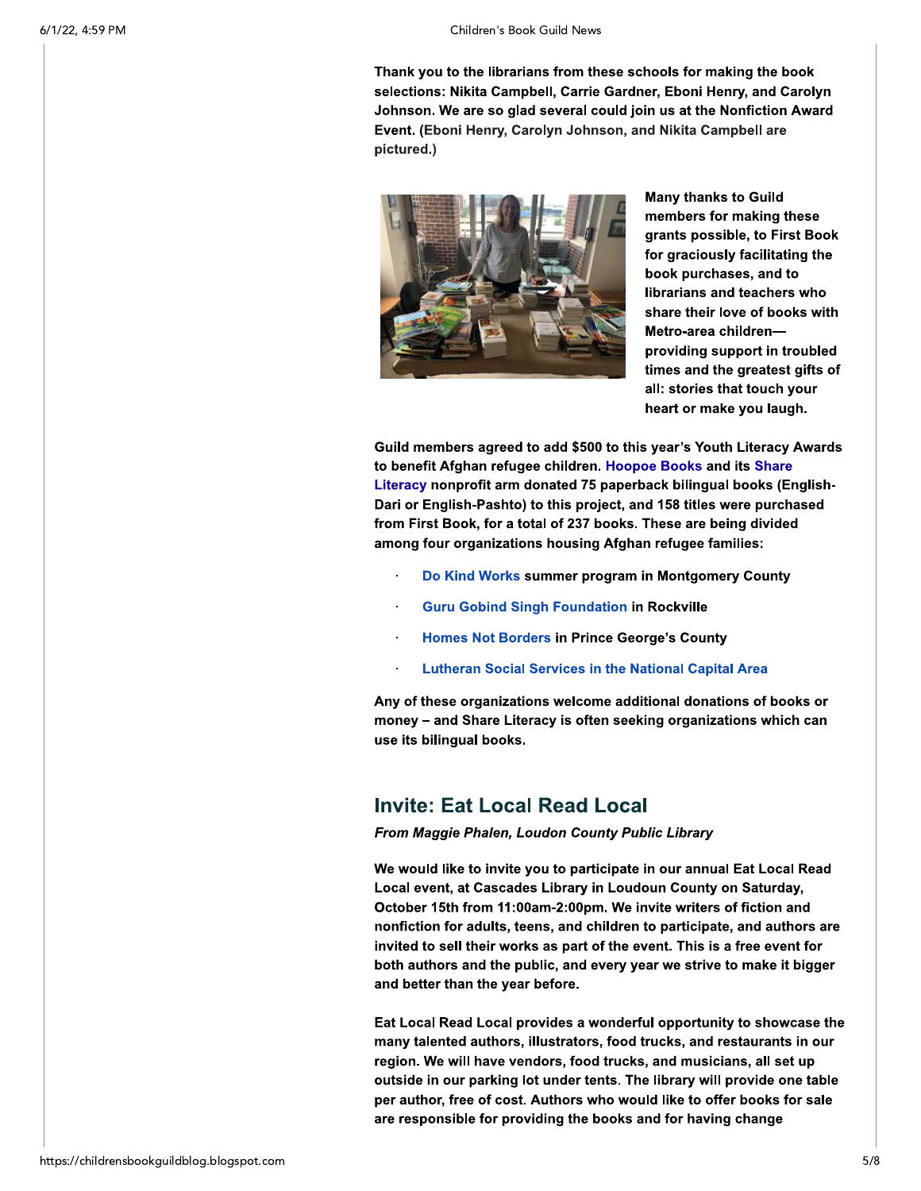**Thank you to the librarians from these schools for making the book selections: Nikita Campbell, Carrie Gardner, Eboni Henry, and Carolyn Johnson. We are so glad several could join us at the Nonfiction Award Event. (Eboni Henry, Carolyn Johnson, and Nikita Campbell are pictured.)**

**Many thanks to Guild members for making these grants possible, to First Book for graciously facilitating the book purchases, and to librarians and teachers who share their love of books with Metro-area children—providing support in troubled times and the greatest gifts of all: stories that touch your heart or make you laugh.**

**Guild members agreed to add $500 to this year's Youth Literacy Awards to benefit Afghan refugee children. Hoopoe Books and its Share Literacy nonprofit arm donated 75 paperback bilingual books (English-Dari or English-Pashto) to this project, and 158 titles were purchased from First Book, for a total of 237 books. These are being divided among four organizations housing Afghan refugee families:**

- **Do Kind Works summer program in Montgomery County**
- **Guru Gobind Singh Foundation in Rockville**
- **Homes Not Borders in Prince George's County**
- **Lutheran Social Services in the National Capital Area**

**Any of these organizations welcome additional donations of books or money – and Share Literacy is often seeking organizations which can use its bilingual books.**

## Invite: Eat Local Read Local

***From Maggie Phalen, Loudon County Public Library***

**We would like to invite you to participate in our annual Eat Local Read Local event, at Cascades Library in Loudoun County on Saturday, October 15th from 11:00am-2:00pm. We invite writers of fiction and nonfiction for adults, teens, and children to participate, and authors are invited to sell their works as part of the event. This is a free event for both authors and the public, and every year we strive to make it bigger and better than the year before.**

**Eat Local Read Local provides a wonderful opportunity to showcase the many talented authors, illustrators, food trucks, and restaurants in our region. We will have vendors, food trucks, and musicians, all set up outside in our parking lot under tents. The library will provide one table per author, free of cost. Authors who would like to offer books for sale are responsible for providing the books and for having change**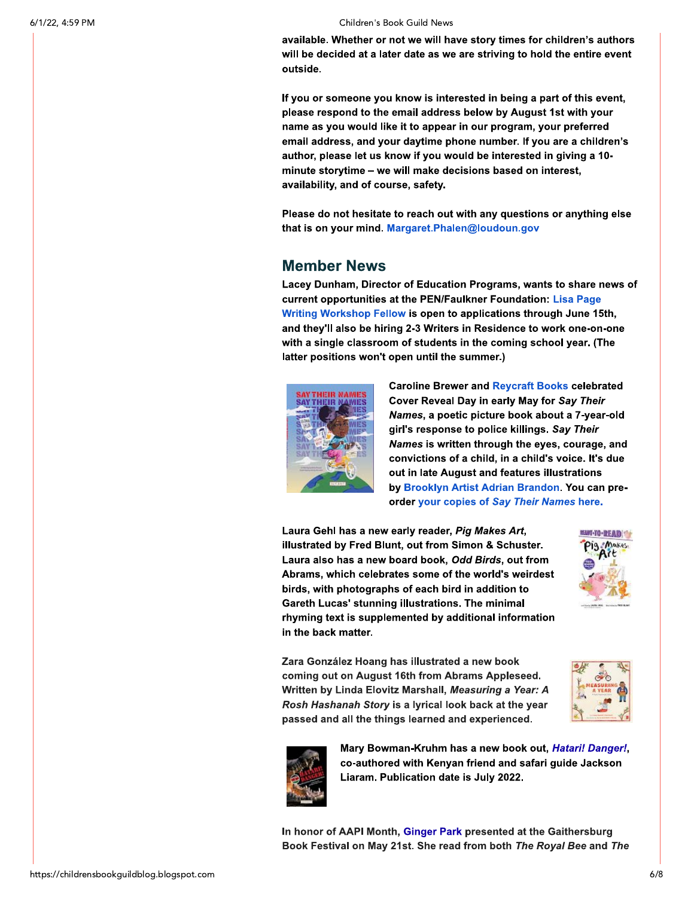available. Whether or not we will have story times for children's authors will be decided at a later date as we are striving to hold the entire event outside.

If you or someone you know is interested in being a part of this event, please respond to the email address below by August 1st with your name as you would like it to appear in our program, your preferred email address, and your daytime phone number. If you are a children's author, please let us know if you would be interested in giving a 10-minute storytime – we will make decisions based on interest, availability, and of course, safety.

Please do not hesitate to reach out with any questions or anything else that is on your mind. Margaret.Phalen@loudoun.gov

## Member News

Lacey Dunham, Director of Education Programs, wants to share news of current opportunities at the PEN/Faulkner Foundation: Lisa Page Writing Workshop Fellow is open to applications through June 15th, and they'll also be hiring 2-3 Writers in Residence to work one-on-one with a single classroom of students in the coming school year. (The latter positions won't open until the summer.)

Caroline Brewer and Reycraft Books celebrated Cover Reveal Day in early May for *Say Their Names*, a poetic picture book about a 7-year-old girl's response to police killings. *Say Their Names* is written through the eyes, courage, and convictions of a child, in a child's voice. It's due out in late August and features illustrations by Brooklyn Artist Adrian Brandon. You can pre-order your copies of *Say Their Names* here.

Laura Gehl has a new early reader, *Pig Makes Art*, illustrated by Fred Blunt, out from Simon & Schuster. Laura also has a new board book, *Odd Birds*, out from Abrams, which celebrates some of the world's weirdest birds, with photographs of each bird in addition to Gareth Lucas' stunning illustrations. The minimal rhyming text is supplemented by additional information in the back matter.

Zara González Hoang has illustrated a new book coming out on August 16th from Abrams Appleseed. Written by Linda Elovitz Marshall, *Measuring a Year: A Rosh Hashanah Story* is a lyrical look back at the year passed and all the things learned and experienced.

Mary Bowman-Kruhm has a new book out, *Hatari! Danger!*, co-authored with Kenyan friend and safari guide Jackson Liaram. Publication date is July 2022.

In honor of AAPI Month, Ginger Park presented at the Gaithersburg Book Festival on May 21st. She read from both *The Royal Bee* and *The*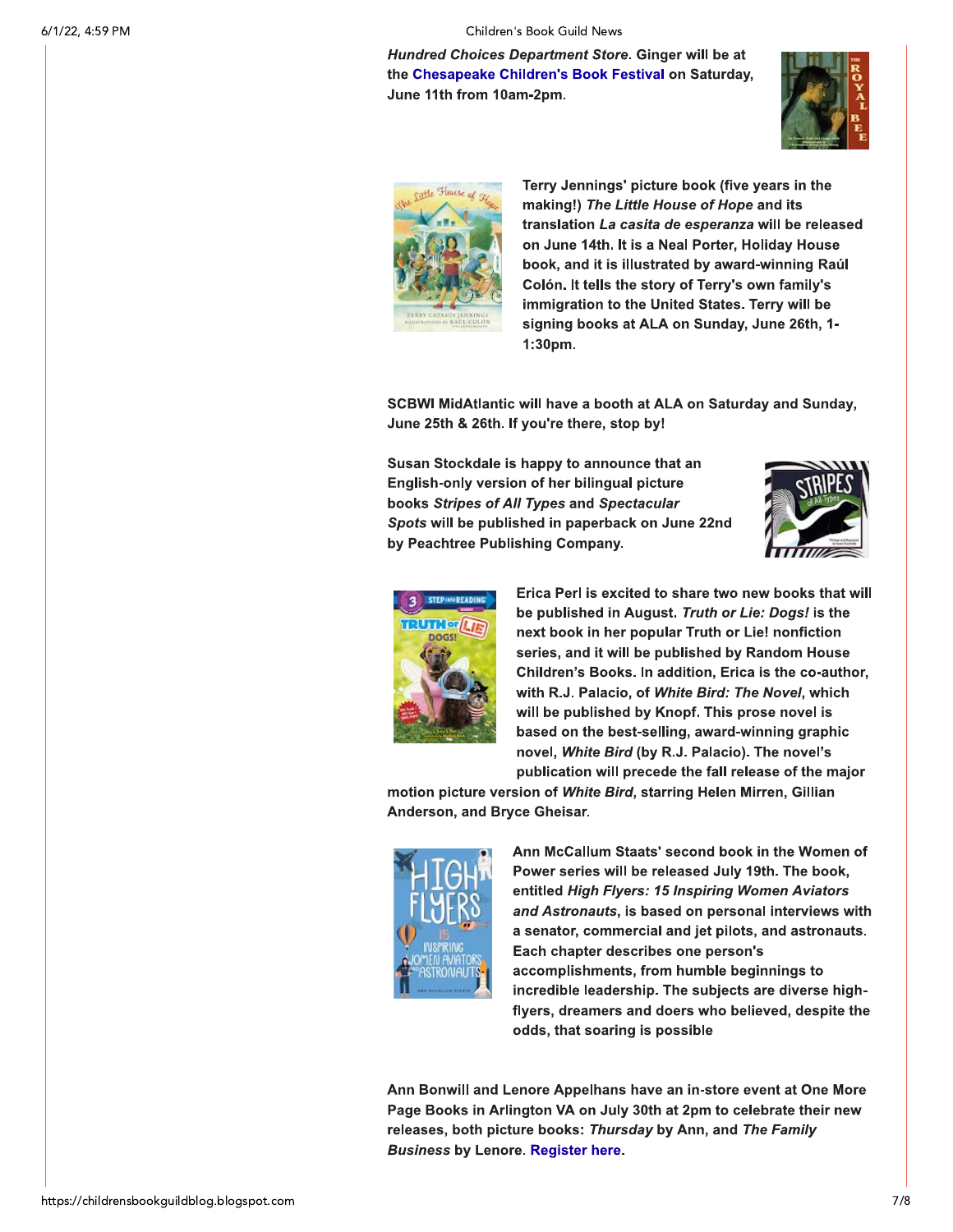***Hundred Choices Department Store*. Ginger will be at the Chesapeake Children's Book Festival on Saturday, June 11th from 10am-2pm.**

**Terry Jennings' picture book (five years in the making!) *The Little House of Hope* and its translation *La casita de esperanza* will be released on June 14th. It is a Neal Porter, Holiday House book, and it is illustrated by award-winning Raúl Colón. It tells the story of Terry's own family's immigration to the United States. Terry will be signing books at ALA on Sunday, June 26th, 1-1:30pm.**

**SCBWI MidAtlantic will have a booth at ALA on Saturday and Sunday, June 25th & 26th. If you're there, stop by!**

**Susan Stockdale is happy to announce that an English-only version of her bilingual picture books *Stripes of All Types* and *Spectacular Spots* will be published in paperback on June 22nd by Peachtree Publishing Company.**

**Erica Perl is excited to share two new books that will be published in August. *Truth or Lie: Dogs!* is the next book in her popular Truth or Lie! nonfiction series, and it will be published by Random House Children's Books. In addition, Erica is the co-author, with R.J. Palacio, of *White Bird: The Novel*, which will be published by Knopf. This prose novel is based on the best-selling, award-winning graphic novel, *White Bird* (by R.J. Palacio). The novel's publication will precede the fall release of the major motion picture version of *White Bird*, starring Helen Mirren, Gillian Anderson, and Bryce Gheisar.**

**Ann McCallum Staats' second book in the Women of Power series will be released July 19th. The book, entitled *High Flyers: 15 Inspiring Women Aviators and Astronauts*, is based on personal interviews with a senator, commercial and jet pilots, and astronauts. Each chapter describes one person's accomplishments, from humble beginnings to incredible leadership. The subjects are diverse high-flyers, dreamers and doers who believed, despite the odds, that soaring is possible**

**Ann Bonwill and Lenore Appelhans have an in-store event at One More Page Books in Arlington VA on July 30th at 2pm to celebrate their new releases, both picture books: *Thursday* by Ann, and *The Family Business* by Lenore. Register here.**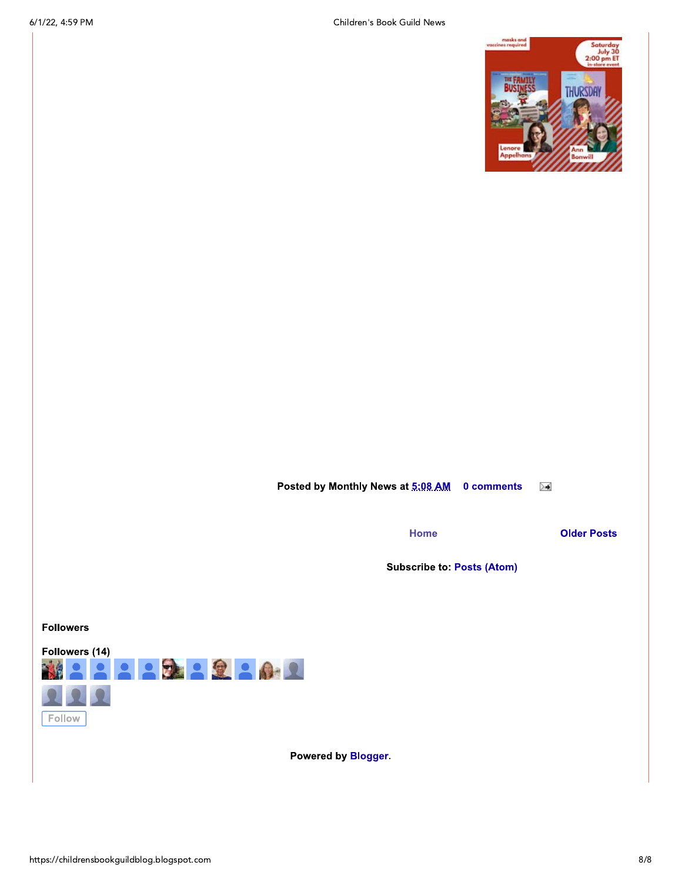Posted by Monthly News at 5:08 AM 0 comments

Home Older Posts

Subscribe to: Posts (Atom)

**Followers**

**Followers (14)**

Follow

Powered by Blogger.